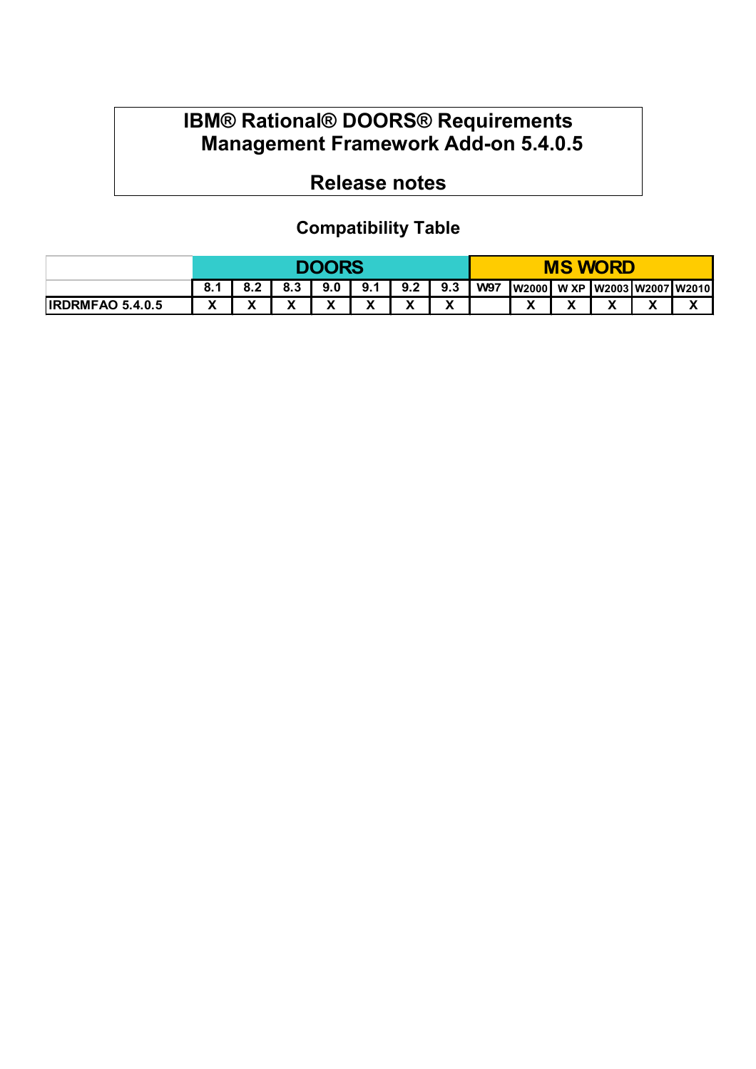# IBM® Rational® DOORS® Requirements Management Framework Add-on 5.4.0.5

## Release notes

### Compatibility Table

| | DOORS | | | | | | | MS WORD | | | | | |
|---|---|---|---|---|---|---|---|---|---|---|---|---|---|
| | 8.1 | 8.2 | 8.3 | 9.0 | 9.1 | 9.2 | 9.3 | W97 | W2000 | W XP | W2003 | W2007 | W2010 |
| IRDRMFAO 5.4.0.5 | X | X | X | X | X | X | X | | X | X | X | X | X |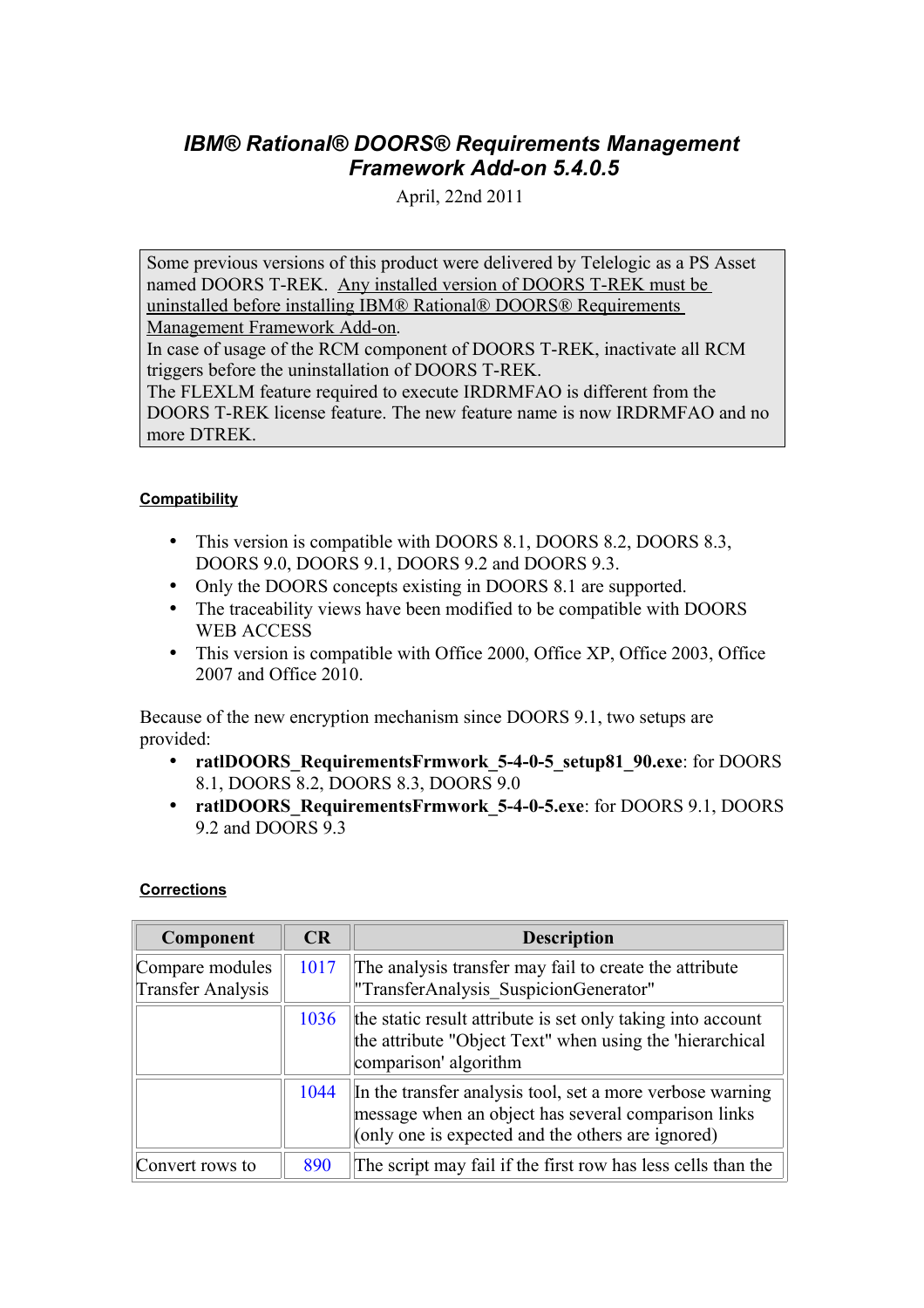# IBM® Rational® DOORS® Requirements Management Framework Add-on 5.4.0.5

April, 22nd 2011

Some previous versions of this product were delivered by Telelogic as a PS Asset named DOORS T-REK. Any installed version of DOORS T-REK must be uninstalled before installing IBM® Rational® DOORS® Requirements Management Framework Add-on.
In case of usage of the RCM component of DOORS T-REK, inactivate all RCM triggers before the uninstallation of DOORS T-REK.
The FLEXLM feature required to execute IRDRMFAO is different from the DOORS T-REK license feature. The new feature name is now IRDRMFAO and no more DTREK.

### Compatibility

- This version is compatible with DOORS 8.1, DOORS 8.2, DOORS 8.3, DOORS 9.0, DOORS 9.1, DOORS 9.2 and DOORS 9.3.
- Only the DOORS concepts existing in DOORS 8.1 are supported.
- The traceability views have been modified to be compatible with DOORS WEB ACCESS
- This version is compatible with Office 2000, Office XP, Office 2003, Office 2007 and Office 2010.

Because of the new encryption mechanism since DOORS 9.1, two setups are provided:

- **ratlDOORS_RequirementsFrmwork_5-4-0-5_setup81_90.exe**: for DOORS 8.1, DOORS 8.2, DOORS 8.3, DOORS 9.0
- **ratlDOORS_RequirementsFrmwork_5-4-0-5.exe**: for DOORS 9.1, DOORS 9.2 and DOORS 9.3

### Corrections

| Component | CR | Description |
|---|---|---|
| Compare modules Transfer Analysis | 1017 | The analysis transfer may fail to create the attribute "TransferAnalysis_SuspicionGenerator" |
| | 1036 | the static result attribute is set only taking into account the attribute "Object Text" when using the 'hierarchical comparison' algorithm |
| | 1044 | In the transfer analysis tool, set a more verbose warning message when an object has several comparison links (only one is expected and the others are ignored) |
| Convert rows to | 890 | The script may fail if the first row has less cells than the |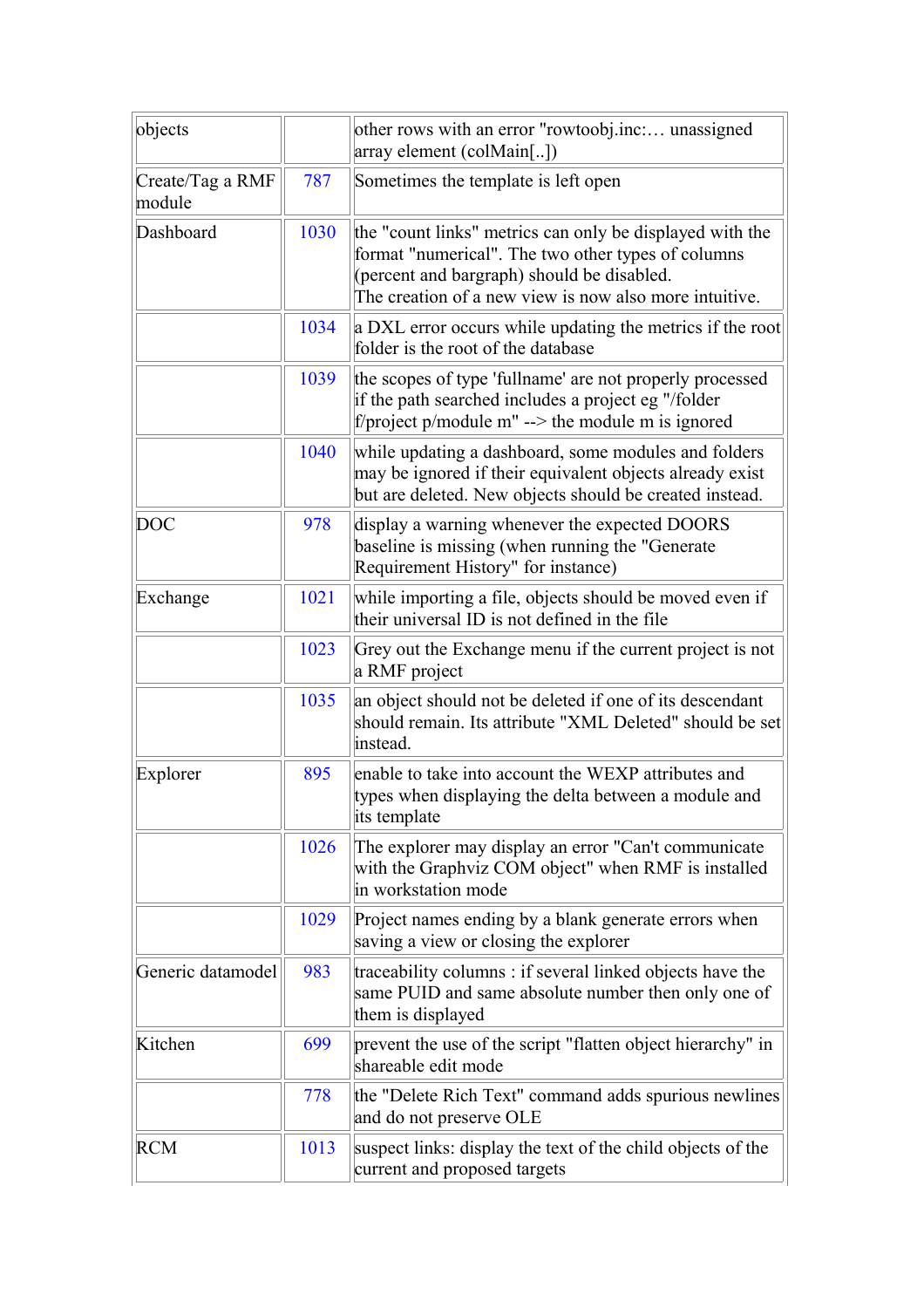| | | |
|---|---|---|
| objects | | other rows with an error "rowtoobj.inc:… unassigned array element (colMain[..]) |
| Create/Tag a RMF module | 787 | Sometimes the template is left open |
| Dashboard | 1030 | the "count links" metrics can only be displayed with the format "numerical". The two other types of columns (percent and bargraph) should be disabled.<br>The creation of a new view is now also more intuitive. |
| | 1034 | a DXL error occurs while updating the metrics if the root folder is the root of the database |
| | 1039 | the scopes of type 'fullname' are not properly processed if the path searched includes a project eg "/folder f/project p/module m" --> the module m is ignored |
| | 1040 | while updating a dashboard, some modules and folders may be ignored if their equivalent objects already exist but are deleted. New objects should be created instead. |
| DOC | 978 | display a warning whenever the expected DOORS baseline is missing (when running the "Generate Requirement History" for instance) |
| Exchange | 1021 | while importing a file, objects should be moved even if their universal ID is not defined in the file |
| | 1023 | Grey out the Exchange menu if the current project is not a RMF project |
| | 1035 | an object should not be deleted if one of its descendant should remain. Its attribute "XML Deleted" should be set instead. |
| Explorer | 895 | enable to take into account the WEXP attributes and types when displaying the delta between a module and its template |
| | 1026 | The explorer may display an error "Can't communicate with the Graphviz COM object" when RMF is installed in workstation mode |
| | 1029 | Project names ending by a blank generate errors when saving a view or closing the explorer |
| Generic datamodel | 983 | traceability columns : if several linked objects have the same PUID and same absolute number then only one of them is displayed |
| Kitchen | 699 | prevent the use of the script "flatten object hierarchy" in shareable edit mode |
| | 778 | the "Delete Rich Text" command adds spurious newlines and do not preserve OLE |
| RCM | 1013 | suspect links: display the text of the child objects of the current and proposed targets |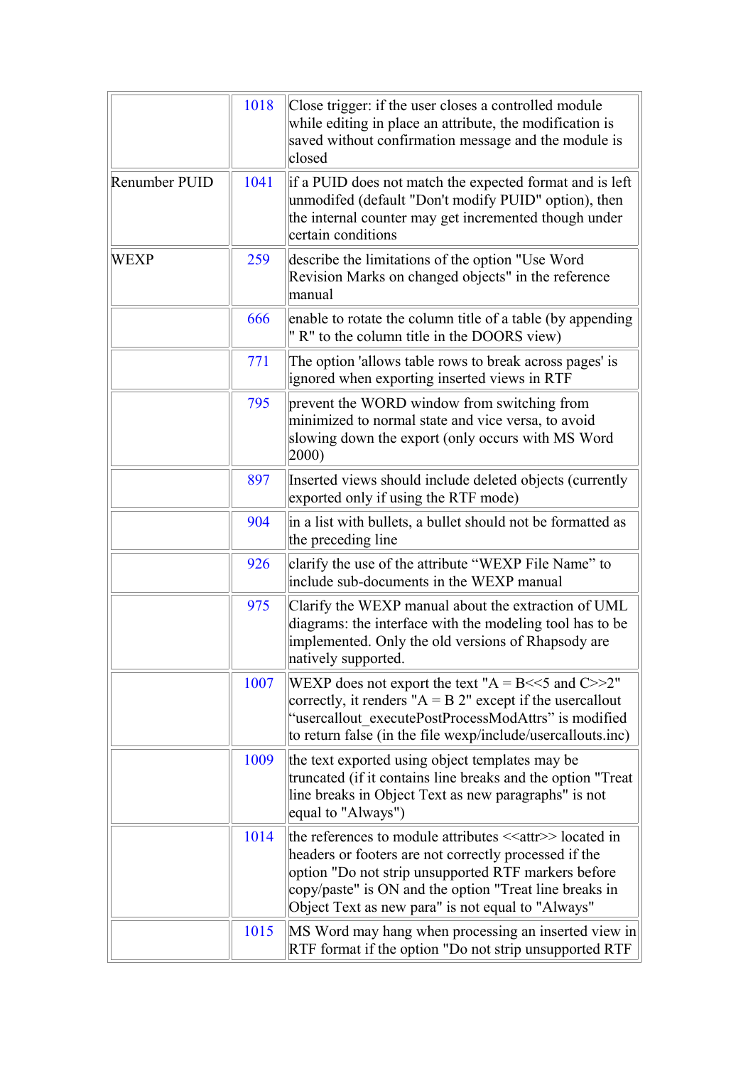| | | |
|---|---|---|
| | 1018 | Close trigger: if the user closes a controlled module while editing in place an attribute, the modification is saved without confirmation message and the module is closed |
| Renumber PUID | 1041 | if a PUID does not match the expected format and is left unmodifed (default "Don't modify PUID" option), then the internal counter may get incremented though under certain conditions |
| WEXP | 259 | describe the limitations of the option "Use Word Revision Marks on changed objects" in the reference manual |
| | 666 | enable to rotate the column title of a table (by appending " R" to the column title in the DOORS view) |
| | 771 | The option 'allows table rows to break across pages' is ignored when exporting inserted views in RTF |
| | 795 | prevent the WORD window from switching from minimized to normal state and vice versa, to avoid slowing down the export (only occurs with MS Word 2000) |
| | 897 | Inserted views should include deleted objects (currently exported only if using the RTF mode) |
| | 904 | in a list with bullets, a bullet should not be formatted as the preceding line |
| | 926 | clarify the use of the attribute "WEXP File Name" to include sub-documents in the WEXP manual |
| | 975 | Clarify the WEXP manual about the extraction of UML diagrams: the interface with the modeling tool has to be implemented. Only the old versions of Rhapsody are natively supported. |
| | 1007 | WEXP does not export the text "A = B<<5 and C>>2" correctly, it renders "A = B 2" except if the usercallout "usercallout_executePostProcessModAttrs" is modified to return false (in the file wexp/include/usercallouts.inc) |
| | 1009 | the text exported using object templates may be truncated (if it contains line breaks and the option "Treat line breaks in Object Text as new paragraphs" is not equal to "Always") |
| | 1014 | the references to module attributes <<attr>> located in headers or footers are not correctly processed if the option "Do not strip unsupported RTF markers before copy/paste" is ON and the option "Treat line breaks in Object Text as new para" is not equal to "Always" |
| | 1015 | MS Word may hang when processing an inserted view in RTF format if the option "Do not strip unsupported RTF |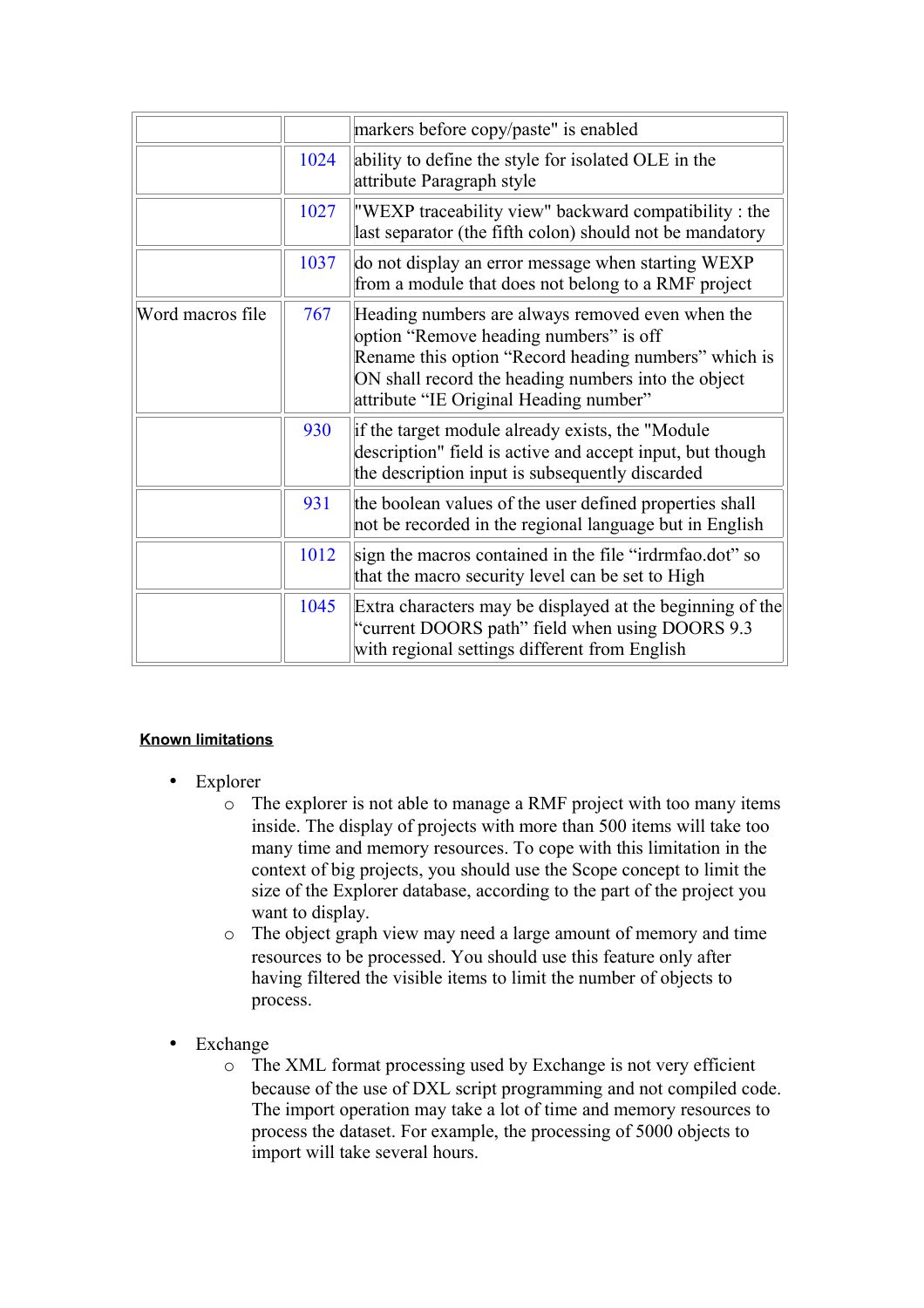| | | |
|---|---|---|
| | | markers before copy/paste" is enabled |
| | 1024 | ability to define the style for isolated OLE in the attribute Paragraph style |
| | 1027 | "WEXP traceability view" backward compatibility : the last separator (the fifth colon) should not be mandatory |
| | 1037 | do not display an error message when starting WEXP from a module that does not belong to a RMF project |
| Word macros file | 767 | Heading numbers are always removed even when the option "Remove heading numbers" is off<br>Rename this option "Record heading numbers" which is ON shall record the heading numbers into the object attribute "IE Original Heading number" |
| | 930 | if the target module already exists, the "Module description" field is active and accept input, but though the description input is subsequently discarded |
| | 931 | the boolean values of the user defined properties shall not be recorded in the regional language but in English |
| | 1012 | sign the macros contained in the file "irdrmfao.dot" so that the macro security level can be set to High |
| | 1045 | Extra characters may be displayed at the beginning of the "current DOORS path" field when using DOORS 9.3 with regional settings different from English |

**Known limitations**

- Explorer
  - The explorer is not able to manage a RMF project with too many items inside. The display of projects with more than 500 items will take too many time and memory resources. To cope with this limitation in the context of big projects, you should use the Scope concept to limit the size of the Explorer database, according to the part of the project you want to display.
  - The object graph view may need a large amount of memory and time resources to be processed. You should use this feature only after having filtered the visible items to limit the number of objects to process.

- Exchange
  - The XML format processing used by Exchange is not very efficient because of the use of DXL script programming and not compiled code. The import operation may take a lot of time and memory resources to process the dataset. For example, the processing of 5000 objects to import will take several hours.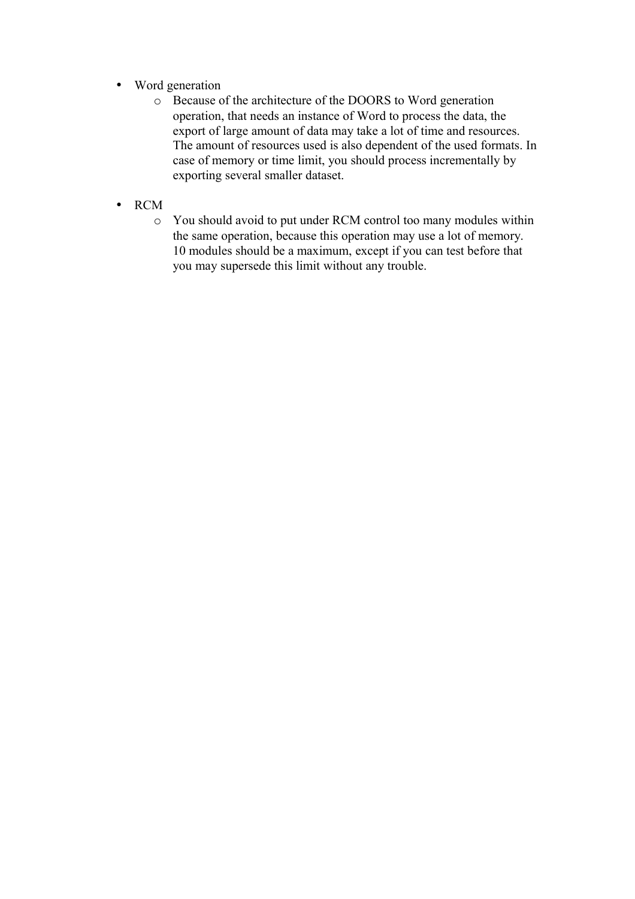- Word generation
  - Because of the architecture of the DOORS to Word generation operation, that needs an instance of Word to process the data, the export of large amount of data may take a lot of time and resources. The amount of resources used is also dependent of the used formats. In case of memory or time limit, you should process incrementally by exporting several smaller dataset.

- RCM
  - You should avoid to put under RCM control too many modules within the same operation, because this operation may use a lot of memory. 10 modules should be a maximum, except if you can test before that you may supersede this limit without any trouble.